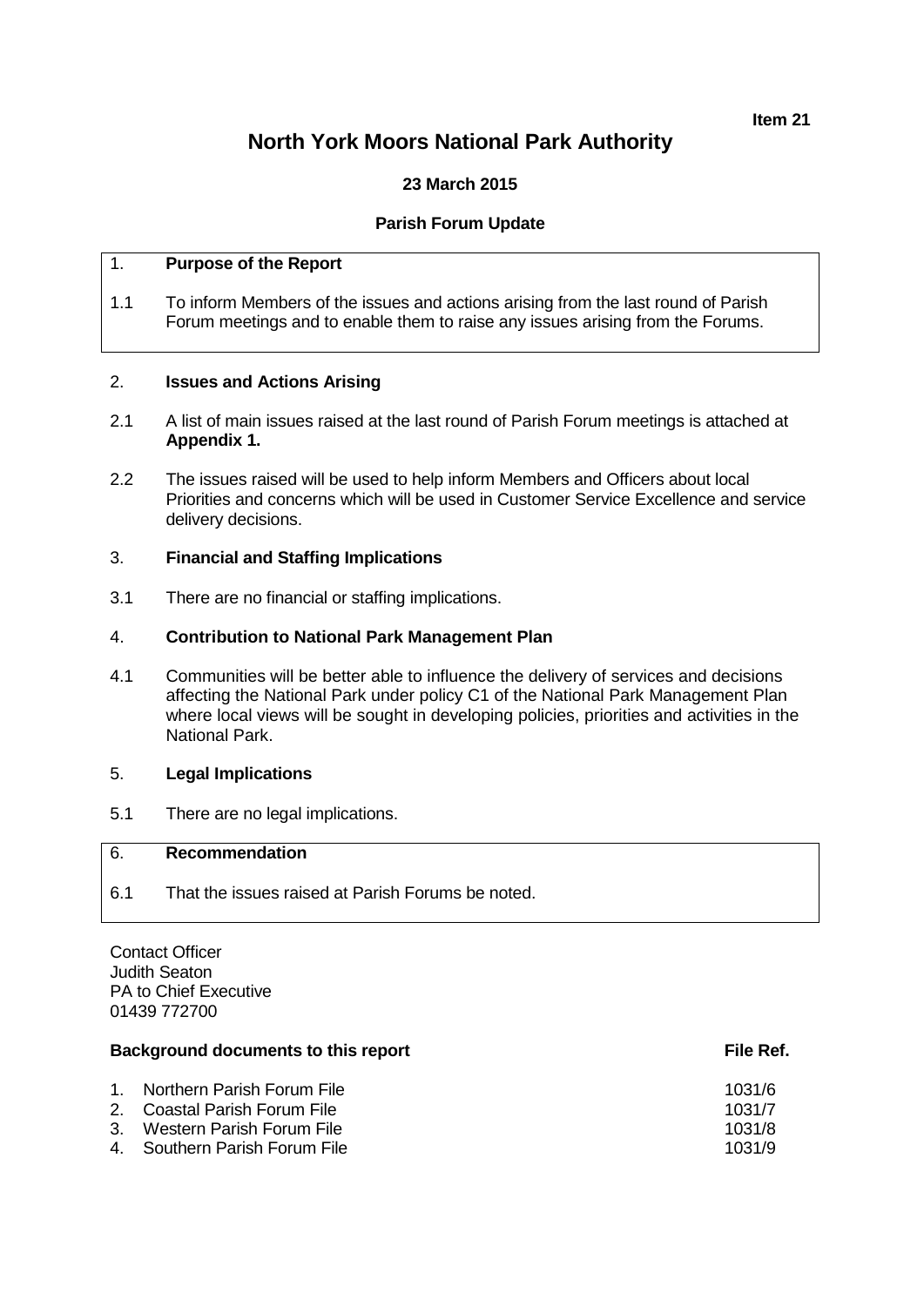**Item 21**

# North York Moors National Park Authority

**23 March 2015**

**Parish Forum Update**

1. **Purpose of the Report**

1.1 To inform Members of the issues and actions arising from the last round of Parish Forum meetings and to enable them to raise any issues arising from the Forums.

2. **Issues and Actions Arising**

2.1 A list of main issues raised at the last round of Parish Forum meetings is attached at **Appendix 1.**

2.2 The issues raised will be used to help inform Members and Officers about local Priorities and concerns which will be used in Customer Service Excellence and service delivery decisions.

3. **Financial and Staffing Implications**

3.1 There are no financial or staffing implications.

4. **Contribution to National Park Management Plan**

4.1 Communities will be better able to influence the delivery of services and decisions affecting the National Park under policy C1 of the National Park Management Plan where local views will be sought in developing policies, priorities and activities in the National Park.

5. **Legal Implications**

5.1 There are no legal implications.

6. **Recommendation**

6.1 That the issues raised at Parish Forums be noted.

Contact Officer
Judith Seaton
PA to Chief Executive
01439 772700

| **Background documents to this report** | **File Ref.** |
|---|---|
| 1. Northern Parish Forum File | 1031/6 |
| 2. Coastal Parish Forum File | 1031/7 |
| 3. Western Parish Forum File | 1031/8 |
| 4. Southern Parish Forum File | 1031/9 |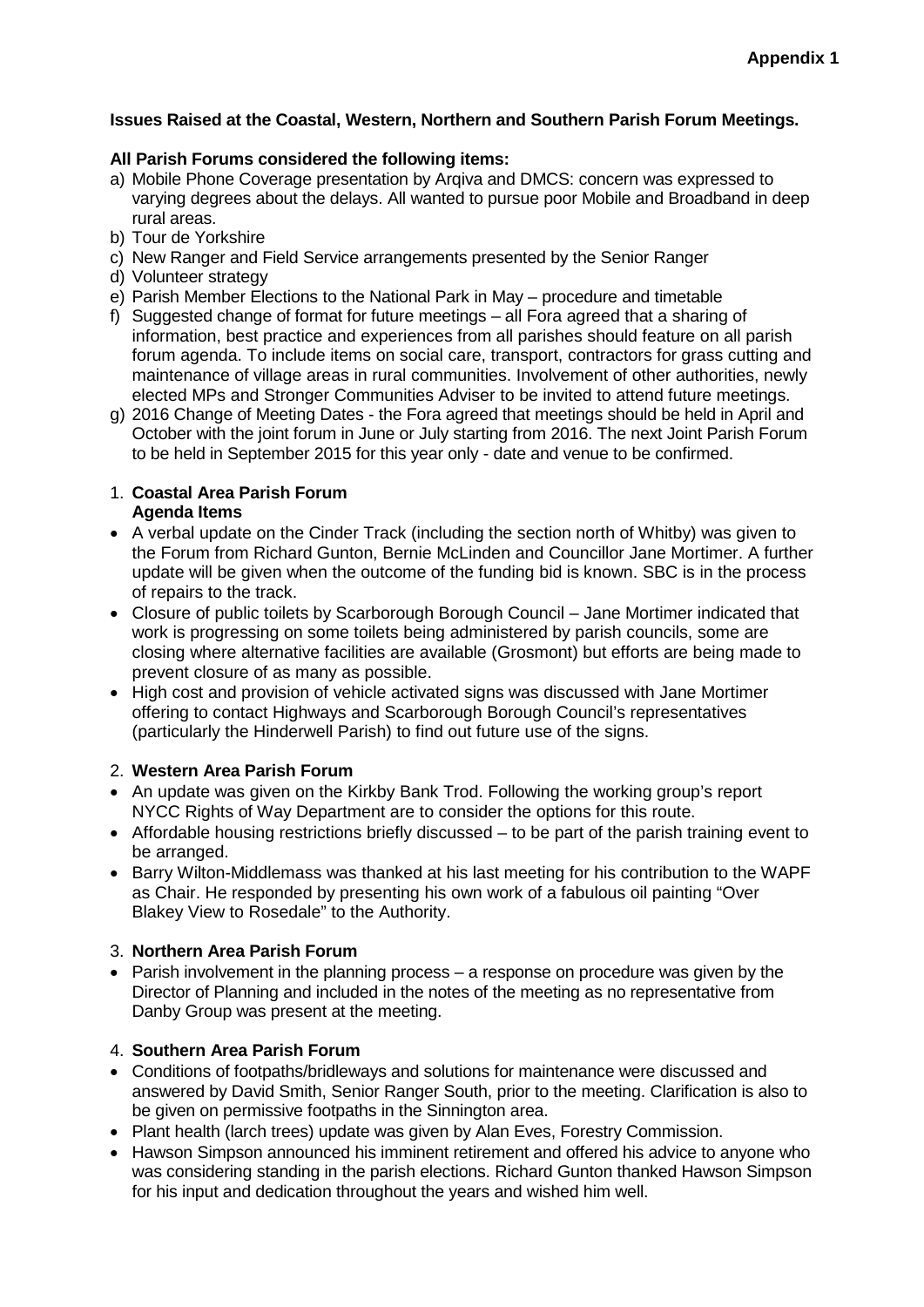**Appendix 1**

**Issues Raised at the Coastal, Western, Northern and Southern Parish Forum Meetings.**

**All Parish Forums considered the following items:**

a) Mobile Phone Coverage presentation by Arqiva and DMCS: concern was expressed to varying degrees about the delays. All wanted to pursue poor Mobile and Broadband in deep rural areas.
b) Tour de Yorkshire
c) New Ranger and Field Service arrangements presented by the Senior Ranger
d) Volunteer strategy
e) Parish Member Elections to the National Park in May – procedure and timetable
f) Suggested change of format for future meetings – all Fora agreed that a sharing of information, best practice and experiences from all parishes should feature on all parish forum agenda. To include items on social care, transport, contractors for grass cutting and maintenance of village areas in rural communities. Involvement of other authorities, newly elected MPs and Stronger Communities Adviser to be invited to attend future meetings.
g) 2016 Change of Meeting Dates - the Fora agreed that meetings should be held in April and October with the joint forum in June or July starting from 2016. The next Joint Parish Forum to be held in September 2015 for this year only - date and venue to be confirmed.

1. **Coastal Area Parish Forum**
   **Agenda Items**

- A verbal update on the Cinder Track (including the section north of Whitby) was given to the Forum from Richard Gunton, Bernie McLinden and Councillor Jane Mortimer. A further update will be given when the outcome of the funding bid is known. SBC is in the process of repairs to the track.
- Closure of public toilets by Scarborough Borough Council – Jane Mortimer indicated that work is progressing on some toilets being administered by parish councils, some are closing where alternative facilities are available (Grosmont) but efforts are being made to prevent closure of as many as possible.
- High cost and provision of vehicle activated signs was discussed with Jane Mortimer offering to contact Highways and Scarborough Borough Council's representatives (particularly the Hinderwell Parish) to find out future use of the signs.

2. **Western Area Parish Forum**

- An update was given on the Kirkby Bank Trod. Following the working group's report NYCC Rights of Way Department are to consider the options for this route.
- Affordable housing restrictions briefly discussed – to be part of the parish training event to be arranged.
- Barry Wilton-Middlemass was thanked at his last meeting for his contribution to the WAPF as Chair. He responded by presenting his own work of a fabulous oil painting "Over Blakey View to Rosedale" to the Authority.

3. **Northern Area Parish Forum**

- Parish involvement in the planning process – a response on procedure was given by the Director of Planning and included in the notes of the meeting as no representative from Danby Group was present at the meeting.

4. **Southern Area Parish Forum**

- Conditions of footpaths/bridleways and solutions for maintenance were discussed and answered by David Smith, Senior Ranger South, prior to the meeting. Clarification is also to be given on permissive footpaths in the Sinnington area.
- Plant health (larch trees) update was given by Alan Eves, Forestry Commission.
- Hawson Simpson announced his imminent retirement and offered his advice to anyone who was considering standing in the parish elections. Richard Gunton thanked Hawson Simpson for his input and dedication throughout the years and wished him well.